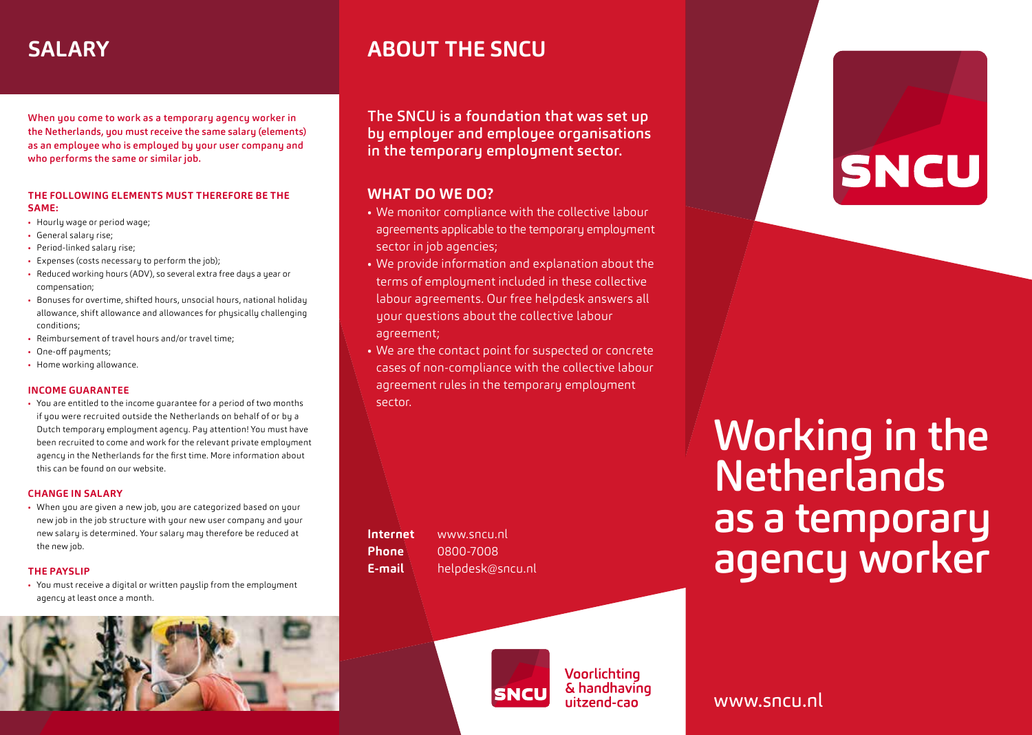## SALARY

**When you come to work as a temporary agency worker in the Netherlands, you must receive the same salary (elements) as an employee who is employed by your user company and who performs the same or similar job.**

#### THE FOLLOWING ELEMENTS MUST THEREFORE BE THE SAME:

- Hourly wage or period wage;
- General salary rise;
- Period-linked salary rise;
- Expenses (costs necessary to perform the job);
- Reduced working hours (ADV), so several extra free days a year or compensation;
- Bonuses for overtime, shifted hours, unsocial hours, national holiday allowance, shift allowance and allowances for physically challenging conditions;
- Reimbursement of travel hours and/or travel time;
- One-off payments;
- Home working allowance.

#### INCOME GUARANTEE

- You are entitled to the income guarantee for a period of two months if you were recruited outside the Netherlands on behalf of or by a Dutch temporary employment agency. Pay attention! You must have been recruited to come and work for the relevant private employment agency in the Netherlands for the first time. More information about this can be found on our website.

#### CHANGE IN SALARY

- When you are given a new job, you are categorized based on your new job in the job structure with your new user company and your new salary is determined. Your salary may therefore be reduced at the new job.

#### THE PAYSLIP

- You must receive a digital or written payslip from the employment agency at least once a month.

## ABOUT THE SNCU

**The SNCU is a foundation that was set up by employer and employee organisations in the temporary employment sector.**

### WHAT DO WE DO?

- We monitor compliance with the collective labour agreements applicable to the temporary employment sector in job agencies;
- We provide information and explanation about the terms of employment included in these collective labour agreements. Our free helpdesk answers all your questions about the collective labour agreement;
- We are the contact point for suspected or concrete cases of non-compliance with the collective labour agreement rules in the temporary employment sector.

**Internet** www.sncu.nl
**Phone** 0800-7008
**E-mail** helpdesk@sncu.nl

SNCU Voorlichting & handhaving uitzend-cao

SNCU

# Working in the Netherlands as a temporary agency worker

www.sncu.nl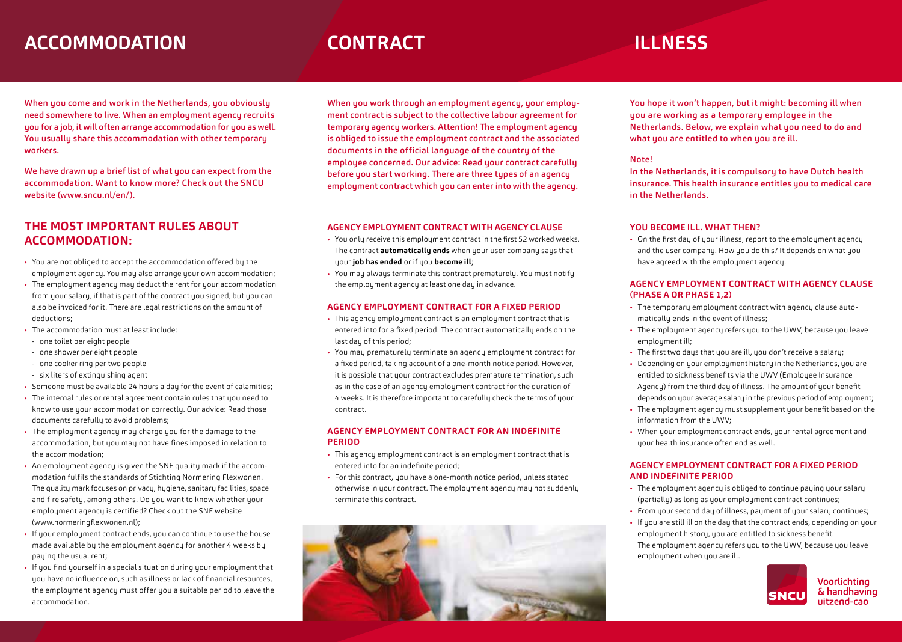# ACCOMMODATION

When you come and work in the Netherlands, you obviously need somewhere to live. When an employment agency recruits you for a job, it will often arrange accommodation for you as well. You usually share this accommodation with other temporary workers.

We have drawn up a brief list of what you can expect from the accommodation. Want to know more? Check out the SNCU website (www.sncu.nl/en/).

## THE MOST IMPORTANT RULES ABOUT ACCOMMODATION:

- You are not obliged to accept the accommodation offered by the employment agency. You may also arrange your own accommodation;
- The employment agency may deduct the rent for your accommodation from your salary, if that is part of the contract you signed, but you can also be invoiced for it. There are legal restrictions on the amount of deductions;
- The accommodation must at least include:
  - one toilet per eight people
  - one shower per eight people
  - one cooker ring per two people
  - six liters of extinguishing agent
- Someone must be available 24 hours a day for the event of calamities;
- The internal rules or rental agreement contain rules that you need to know to use your accommodation correctly. Our advice: Read those documents carefully to avoid problems;
- The employment agency may charge you for the damage to the accommodation, but you may not have fines imposed in relation to the accommodation;
- An employment agency is given the SNF quality mark if the accommodation fulfils the standards of Stichting Normering Flexwonen. The quality mark focuses on privacy, hygiene, sanitary facilities, space and fire safety, among others. Do you want to know whether your employment agency is certified? Check out the SNF website (www.normeringflexwonen.nl);
- If your employment contract ends, you can continue to use the house made available by the employment agency for another 4 weeks by paying the usual rent;
- If you find yourself in a special situation during your employment that you have no influence on, such as illness or lack of financial resources, the employment agency must offer you a suitable period to leave the accommodation.

# CONTRACT

When you work through an employment agency, your employment contract is subject to the collective labour agreement for temporary agency workers. Attention! The employment agency is obliged to issue the employment contract and the associated documents in the official language of the country of the employee concerned. Our advice: Read your contract carefully before you start working. There are three types of an agency employment contract which you can enter into with the agency.

### AGENCY EMPLOYMENT CONTRACT WITH AGENCY CLAUSE

- You only receive this employment contract in the first 52 worked weeks. The contract **automatically ends** when your user company says that your **job has ended** or if you **become ill**;
- You may always terminate this contract prematurely. You must notify the employment agency at least one day in advance.

### AGENCY EMPLOYMENT CONTRACT FOR A FIXED PERIOD

- This agency employment contract is an employment contract that is entered into for a fixed period. The contract automatically ends on the last day of this period;
- You may prematurely terminate an agency employment contract for a fixed period, taking account of a one-month notice period. However, it is possible that your contract excludes premature termination, such as in the case of an agency employment contract for the duration of 4 weeks. It is therefore important to carefully check the terms of your contract.

### AGENCY EMPLOYMENT CONTRACT FOR AN INDEFINITE PERIOD

- This agency employment contract is an employment contract that is entered into for an indefinite period;
- For this contract, you have a one-month notice period, unless stated otherwise in your contract. The employment agency may not suddenly terminate this contract.

# ILLNESS

You hope it won't happen, but it might: becoming ill when you are working as a temporary employee in the Netherlands. Below, we explain what you need to do and what you are entitled to when you are ill.

Note!
In the Netherlands, it is compulsory to have Dutch health insurance. This health insurance entitles you to medical care in the Netherlands.

### YOU BECOME ILL. WHAT THEN?

- On the first day of your illness, report to the employment agency and the user company. How you do this? It depends on what you have agreed with the employment agency.

### AGENCY EMPLOYMENT CONTRACT WITH AGENCY CLAUSE (PHASE A OR PHASE 1,2)

- The temporary employment contract with agency clause automatically ends in the event of illness;
- The employment agency refers you to the UWV, because you leave employment ill;
- The first two days that you are ill, you don't receive a salary;
- Depending on your employment history in the Netherlands, you are entitled to sickness benefits via the UWV (Employee Insurance Agency) from the third day of illness. The amount of your benefit depends on your average salary in the previous period of employment;
- The employment agency must supplement your benefit based on the information from the UWV;
- When your employment contract ends, your rental agreement and your health insurance often end as well.

### AGENCY EMPLOYMENT CONTRACT FOR A FIXED PERIOD AND INDEFINITE PERIOD

- The employment agency is obliged to continue paying your salary (partially) as long as your employment contract continues;
- From your second day of illness, payment of your salary continues;
- If you are still ill on the day that the contract ends, depending on your employment history, you are entitled to sickness benefit. The employment agency refers you to the UWV, because you leave employment when you are ill.

SNCU
Voorlichting & handhaving uitzend-cao